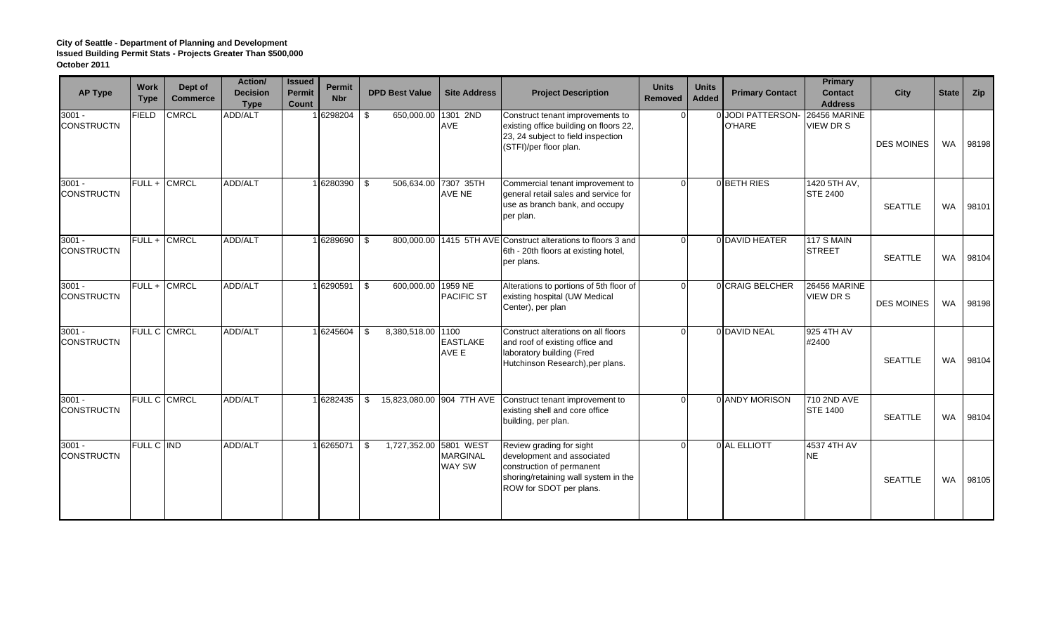**City of Seattle - Department of Planning and Development**
**Issued Building Permit Stats - Projects Greater Than $500,000**
**October 2011**

| AP Type | Work Type | Dept of Commerce | Action/ Decision Type | Issued Permit Count | Permit Nbr | DPD Best Value | Site Address | Project Description | Units Removed | Units Added | Primary Contact | Primary Contact Address | City | State | Zip |
|---|---|---|---|---|---|---|---|---|---|---|---|---|---|---|---|
| 3001 - CONSTRUCTN | FIELD | CMRCL | ADD/ALT | 1 | 6298204 | $ 650,000.00 | 1301 2ND AVE | Construct tenant improvements to existing office building on floors 22, 23, 24 subject to field inspection (STFI)/per floor plan. | 0 | 0 | JODI PATTERSON-O'HARE | 26456 MARINE VIEW DR S | DES MOINES | WA | 98198 |
| 3001 - CONSTRUCTN | FULL + | CMRCL | ADD/ALT | 1 | 6280390 | $ 506,634.00 | 7307 35TH AVE NE | Commercial tenant improvement to general retail sales and service for use as branch bank, and occupy per plan. | 0 | 0 | BETH RIES | 1420 5TH AV, STE 2400 | SEATTLE | WA | 98101 |
| 3001 - CONSTRUCTN | FULL + | CMRCL | ADD/ALT | 1 | 6289690 | $ 800,000.00 | 1415 5TH AVE | Construct alterations to floors 3 and 6th - 20th floors at existing hotel, per plans. | 0 | 0 | DAVID HEATER | 117 S MAIN STREET | SEATTLE | WA | 98104 |
| 3001 - CONSTRUCTN | FULL + | CMRCL | ADD/ALT | 1 | 6290591 | $ 600,000.00 | 1959 NE PACIFIC ST | Alterations to portions of 5th floor of existing hospital (UW Medical Center), per plan | 0 | 0 | CRAIG BELCHER | 26456 MARINE VIEW DR S | DES MOINES | WA | 98198 |
| 3001 - CONSTRUCTN | FULL C | CMRCL | ADD/ALT | 1 | 6245604 | $ 8,380,518.00 | 1100 EASTLAKE AVE E | Construct alterations on all floors and roof of existing office and laboratory building (Fred Hutchinson Research),per plans. | 0 | 0 | DAVID NEAL | 925 4TH AV #2400 | SEATTLE | WA | 98104 |
| 3001 - CONSTRUCTN | FULL C | CMRCL | ADD/ALT | 1 | 6282435 | $ 15,823,080.00 | 904 7TH AVE | Construct tenant improvement to existing shell and core office building, per plan. | 0 | 0 | ANDY MORISON | 710 2ND AVE STE 1400 | SEATTLE | WA | 98104 |
| 3001 - CONSTRUCTN | FULL C | IND | ADD/ALT | 1 | 6265071 | $ 1,727,352.00 | 5801 WEST MARGINAL WAY SW | Review grading for sight development and associated construction of permanent shoring/retaining wall system in the ROW for SDOT per plans. | 0 | 0 | AL ELLIOTT | 4537 4TH AV NE | SEATTLE | WA | 98105 |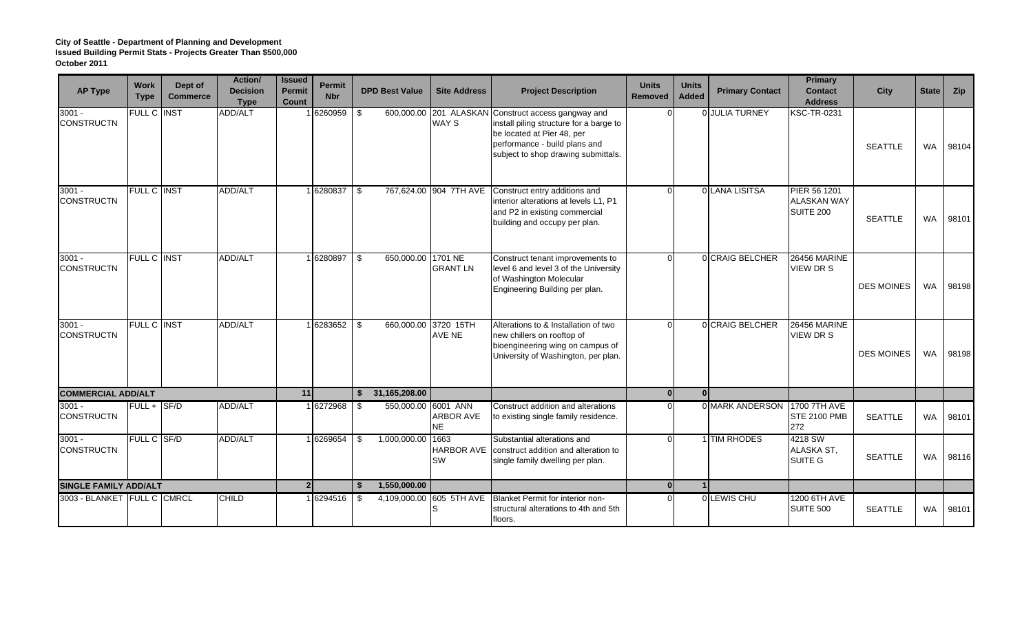**City of Seattle - Department of Planning and Development**
**Issued Building Permit Stats - Projects Greater Than $500,000**
**October 2011**

| AP Type | Work Type | Dept of Commerce | Action/ Decision Type | Issued Permit Count | Permit Nbr | DPD Best Value | Site Address | Project Description | Units Removed | Units Added | Primary Contact | Primary Contact Address | City | State | Zip |
|---|---|---|---|---|---|---|---|---|---|---|---|---|---|---|---|
| 3001 - CONSTRUCTN | FULL C | INST | ADD/ALT | 1 | 6260959 | $ 600,000.00 | 201 ALASKAN WAY S | Construct access gangway and install piling structure for a barge to be located at Pier 48, per performance - build plans and subject to shop drawing submittals. | 0 | 0 | JULIA TURNEY | KSC-TR-0231 | SEATTLE | WA | 98104 |
| 3001 - CONSTRUCTN | FULL C | INST | ADD/ALT | 1 | 6280837 | $ 767,624.00 | 904 7TH AVE | Construct entry additions and interior alterations at levels L1, P1 and P2 in existing commercial building and occupy per plan. | 0 | 0 | LANA LISITSA | PIER 56 1201 ALASKAN WAY SUITE 200 | SEATTLE | WA | 98101 |
| 3001 - CONSTRUCTN | FULL C | INST | ADD/ALT | 1 | 6280897 | $ 650,000.00 | 1701 NE GRANT LN | Construct tenant improvements to level 6 and level 3 of the University of Washington Molecular Engineering Building per plan. | 0 | 0 | CRAIG BELCHER | 26456 MARINE VIEW DR S | DES MOINES | WA | 98198 |
| 3001 - CONSTRUCTN | FULL C | INST | ADD/ALT | 1 | 6283652 | $ 660,000.00 | 3720 15TH AVE NE | Alterations to & Installation of two new chillers on rooftop of bioengineering wing on campus of University of Washington, per plan. | 0 | 0 | CRAIG BELCHER | 26456 MARINE VIEW DR S | DES MOINES | WA | 98198 |
| **COMMERCIAL ADD/ALT** | | | | **11** | | **$ 31,165,208.00** | | | **0** | **0** | | | | | |
| 3001 - CONSTRUCTN | FULL + | SF/D | ADD/ALT | 1 | 6272968 | $ 550,000.00 | 6001 ANN ARBOR AVE NE | Construct addition and alterations to existing single family residence. | 0 | 0 | MARK ANDERSON | 1700 7TH AVE STE 2100 PMB 272 | SEATTLE | WA | 98101 |
| 3001 - CONSTRUCTN | FULL C | SF/D | ADD/ALT | 1 | 6269654 | $ 1,000,000.00 | 1663 HARBOR AVE SW | Substantial alterations and construct addition and alteration to single family dwelling per plan. | 0 | 1 | TIM RHODES | 4218 SW ALASKA ST, SUITE G | SEATTLE | WA | 98116 |
| **SINGLE FAMILY ADD/ALT** | | | | **2** | | **$ 1,550,000.00** | | | **0** | **1** | | | | | |
| 3003 - BLANKET | FULL C | CMRCL | CHILD | 1 | 6294516 | $ 4,109,000.00 | 605 5TH AVE S | Blanket Permit for interior non-structural alterations to 4th and 5th floors. | 0 | 0 | LEWIS CHU | 1200 6TH AVE SUITE 500 | SEATTLE | WA | 98101 |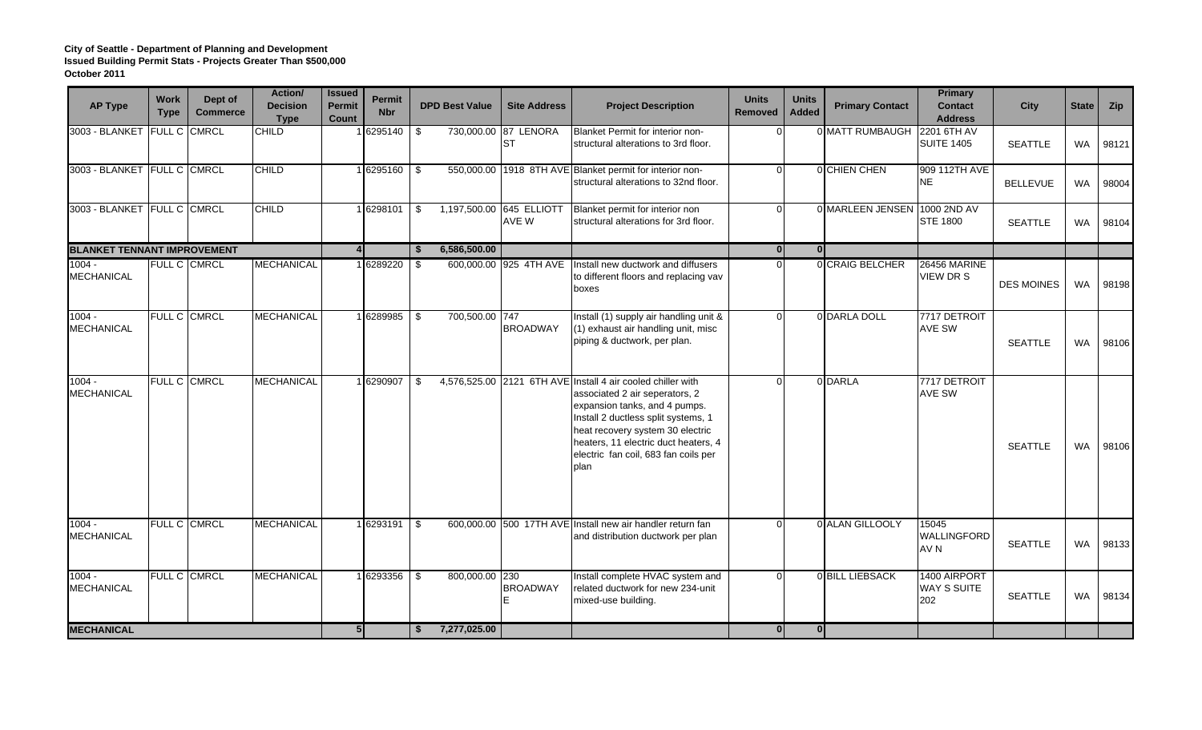**City of Seattle - Department of Planning and Development**
**Issued Building Permit Stats - Projects Greater Than $500,000**
**October 2011**

| AP Type | Work Type | Dept of Commerce | Action/ Decision Type | Issued Permit Count | Permit Nbr | DPD Best Value | Site Address | Project Description | Units Removed | Units Added | Primary Contact | Primary Contact Address | City | State | Zip |
|---|---|---|---|---|---|---|---|---|---|---|---|---|---|---|---|
| 3003 - BLANKET | FULL C | CMRCL | CHILD | 1 | 6295140 | $ 730,000.00 | 87 LENORA ST | Blanket Permit for interior non-structural alterations to 3rd floor. | 0 | 0 | MATT RUMBAUGH | 2201 6TH AV SUITE 1405 | SEATTLE | WA | 98121 |
| 3003 - BLANKET | FULL C | CMRCL | CHILD | 1 | 6295160 | $ 550,000.00 | 1918 8TH AVE | Blanket permit for interior non-structural alterations to 32nd floor. | 0 | 0 | CHIEN CHEN | 909 112TH AVE NE | BELLEVUE | WA | 98004 |
| 3003 - BLANKET | FULL C | CMRCL | CHILD | 1 | 6298101 | $ 1,197,500.00 | 645 ELLIOTT AVE W | Blanket permit for interior non structural alterations for 3rd floor. | 0 | 0 | MARLEEN JENSEN | 1000 2ND AV STE 1800 | SEATTLE | WA | 98104 |
| **BLANKET TENNANT IMPROVEMENT** | | | | **4** | | **$ 6,586,500.00** | | | **0** | **0** | | | | | |
| 1004 - MECHANICAL | FULL C | CMRCL | MECHANICAL | 1 | 6289220 | $ 600,000.00 | 925 4TH AVE | Install new ductwork and diffusers to different floors and replacing vav boxes | 0 | 0 | CRAIG BELCHER | 26456 MARINE VIEW DR S | DES MOINES | WA | 98198 |
| 1004 - MECHANICAL | FULL C | CMRCL | MECHANICAL | 1 | 6289985 | $ 700,500.00 | 747 BROADWAY | Install (1) supply air handling unit & (1) exhaust air handling unit, misc piping & ductwork, per plan. | 0 | 0 | DARLA DOLL | 7717 DETROIT AVE SW | SEATTLE | WA | 98106 |
| 1004 - MECHANICAL | FULL C | CMRCL | MECHANICAL | 1 | 6290907 | $ 4,576,525.00 | 2121 6TH AVE | Install 4 air cooled chiller with associated 2 air seperators, 2 expansion tanks, and 4 pumps. Install 2 ductless split systems, 1 heat recovery system 30 electric heaters, 11 electric duct heaters, 4 electric fan coil, 683 fan coils per plan | 0 | 0 | DARLA | 7717 DETROIT AVE SW | SEATTLE | WA | 98106 |
| 1004 - MECHANICAL | FULL C | CMRCL | MECHANICAL | 1 | 6293191 | $ 600,000.00 | 500 17TH AVE | Install new air handler return fan and distribution ductwork per plan | 0 | 0 | ALAN GILLOOLY | 15045 WALLINGFORD AV N | SEATTLE | WA | 98133 |
| 1004 - MECHANICAL | FULL C | CMRCL | MECHANICAL | 1 | 6293356 | $ 800,000.00 | 230 BROADWAY E | Install complete HVAC system and related ductwork for new 234-unit mixed-use building. | 0 | 0 | BILL LIEBSACK | 1400 AIRPORT WAY S SUITE 202 | SEATTLE | WA | 98134 |
| **MECHANICAL** | | | | **5** | | **$ 7,277,025.00** | | | **0** | **0** | | | | | |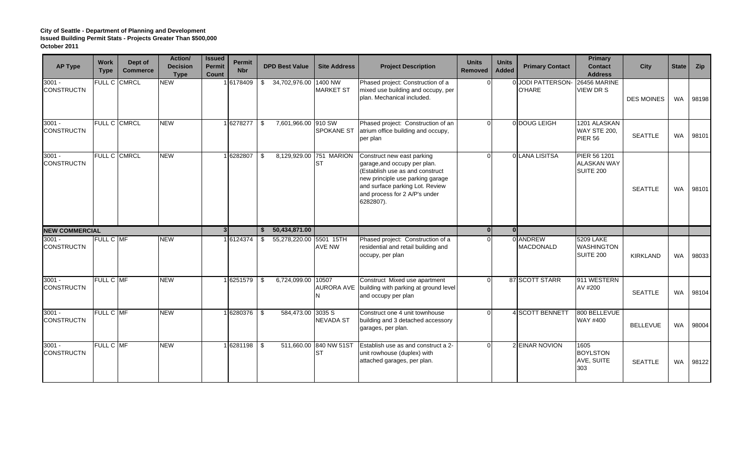**City of Seattle - Department of Planning and Development**
**Issued Building Permit Stats - Projects Greater Than $500,000**
**October 2011**

| AP Type | Work Type | Dept of Commerce | Action/ Decision Type | Issued Permit Count | Permit Nbr | DPD Best Value | Site Address | Project Description | Units Removed | Units Added | Primary Contact | Primary Contact Address | City | State | Zip |
|---|---|---|---|---|---|---|---|---|---|---|---|---|---|---|---|
| 3001 - CONSTRUCTN | FULL C | CMRCL | NEW | 1 | 6178409 | $ 34,702,976.00 | 1400 NW MARKET ST | Phased project: Construction of a mixed use building and occupy, per plan. Mechanical included. | 0 | 0 | JODI PATTERSON-O'HARE | 26456 MARINE VIEW DR S | DES MOINES | WA | 98198 |
| 3001 - CONSTRUCTN | FULL C | CMRCL | NEW | 1 | 6278277 | $ 7,601,966.00 | 910 SW SPOKANE ST | Phased project: Construction of an atrium office building and occupy, per plan | 0 | 0 | DOUG LEIGH | 1201 ALASKAN WAY STE 200, PIER 56 | SEATTLE | WA | 98101 |
| 3001 - CONSTRUCTN | FULL C | CMRCL | NEW | 1 | 6282807 | $ 8,129,929.00 | 751 MARION ST | Construct new east parking garage,and occupy per plan. (Establish use as and construct new principle use parking garage and surface parking Lot. Review and process for 2 A/P's under 6282807). | 0 | 0 | LANA LISITSA | PIER 56 1201 ALASKAN WAY SUITE 200 | SEATTLE | WA | 98101 |
| **NEW COMMERCIAL** | | | | **3** | | **$ 50,434,871.00** | | | **0** | **0** | | | | | |
| 3001 - CONSTRUCTN | FULL C | MF | NEW | 1 | 6124374 | $ 55,278,220.00 | 5501 15TH AVE NW | Phased project: Construction of a residential and retail building and occupy, per plan | 0 | 0 | ANDREW MACDONALD | 5209 LAKE WASHINGTON SUITE 200 | KIRKLAND | WA | 98033 |
| 3001 - CONSTRUCTN | FULL C | MF | NEW | 1 | 6251579 | $ 6,724,099.00 | 10507 AURORA AVE N | Construct Mixed use apartment building with parking at ground level and occupy per plan | 0 | 87 | SCOTT STARR | 911 WESTERN AV #200 | SEATTLE | WA | 98104 |
| 3001 - CONSTRUCTN | FULL C | MF | NEW | 1 | 6280376 | $ 584,473.00 | 3035 S NEVADA ST | Construct one 4 unit townhouse building and 3 detached accessory garages, per plan. | 0 | 4 | SCOTT BENNETT | 800 BELLEVUE WAY #400 | BELLEVUE | WA | 98004 |
| 3001 - CONSTRUCTN | FULL C | MF | NEW | 1 | 6281198 | $ 511,660.00 | 840 NW 51ST ST | Establish use as and construct a 2-unit rowhouse (duplex) with attached garages, per plan. | 0 | 2 | EINAR NOVION | 1605 BOYLSTON AVE, SUITE 303 | SEATTLE | WA | 98122 |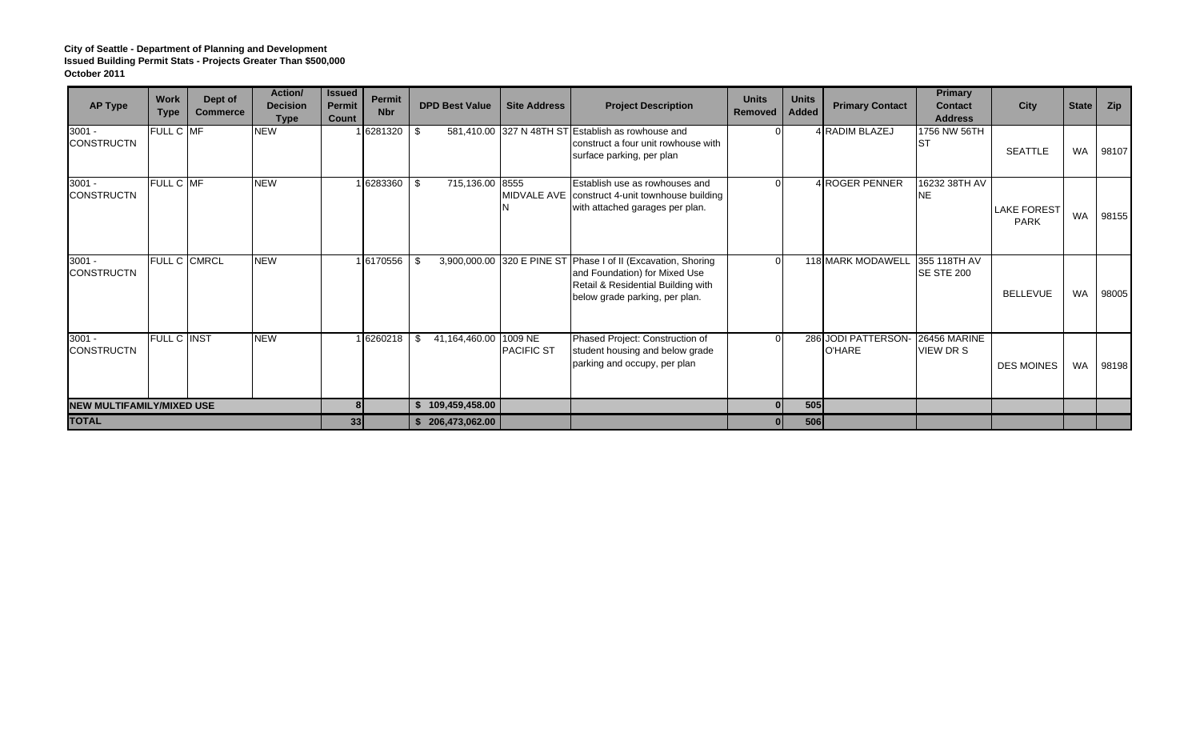**City of Seattle - Department of Planning and Development**
**Issued Building Permit Stats - Projects Greater Than $500,000**
**October 2011**

| AP Type | Work Type | Dept of Commerce | Action/ Decision Type | Issued Permit Count | Permit Nbr | DPD Best Value | Site Address | Project Description | Units Removed | Units Added | Primary Contact | Primary Contact Address | City | State | Zip |
|---|---|---|---|---|---|---|---|---|---|---|---|---|---|---|---|
| 3001 - CONSTRUCTN | FULL C | MF | NEW | 1 | 6281320 | $ 581,410.00 | 327 N 48TH ST | Establish as rowhouse and construct a four unit rowhouse with surface parking, per plan | 0 | 4 | RADIM BLAZEJ | 1756 NW 56TH ST | SEATTLE | WA | 98107 |
| 3001 - CONSTRUCTN | FULL C | MF | NEW | 1 | 6283360 | $ 715,136.00 | 8555 MIDVALE AVE N | Establish use as rowhouses and construct 4-unit townhouse building with attached garages per plan. | 0 | 4 | ROGER PENNER | 16232 38TH AV NE | LAKE FOREST PARK | WA | 98155 |
| 3001 - CONSTRUCTN | FULL C | CMRCL | NEW | 1 | 6170556 | $ 3,900,000.00 | 320 E PINE ST | Phase I of II (Excavation, Shoring and Foundation) for Mixed Use Retail & Residential Building with below grade parking, per plan. | 0 | 118 | MARK MODAWELL | 355 118TH AV SE STE 200 | BELLEVUE | WA | 98005 |
| 3001 - CONSTRUCTN | FULL C | INST | NEW | 1 | 6260218 | $ 41,164,460.00 | 1009 NE PACIFIC ST | Phased Project: Construction of student housing and below grade parking and occupy, per plan | 0 | 286 | JODI PATTERSON-O'HARE | 26456 MARINE VIEW DR S | DES MOINES | WA | 98198 |
| **NEW MULTIFAMILY/MIXED USE** | | | | **8** | | **$ 109,459,458.00** | | | **0** | **505** | | | | | |
| **TOTAL** | | | | **33** | | **$ 206,473,062.00** | | | **0** | **506** | | | | | |